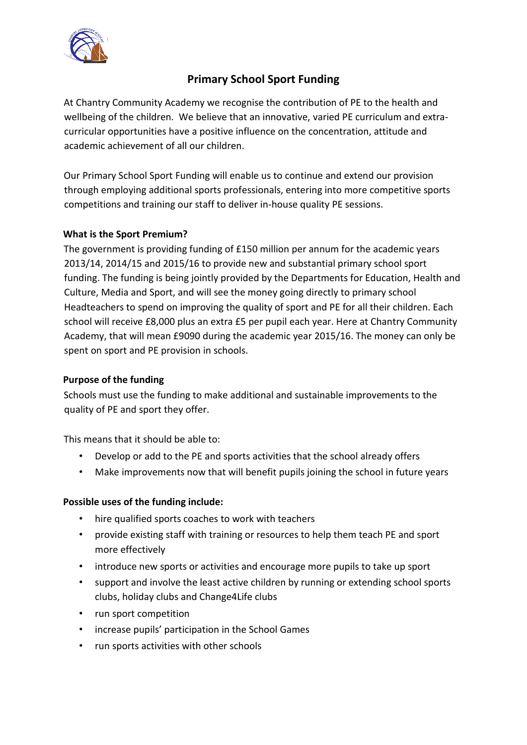# Primary School Sport Funding

At Chantry Community Academy we recognise the contribution of PE to the health and wellbeing of the children. We believe that an innovative, varied PE curriculum and extra-curricular opportunities have a positive influence on the concentration, attitude and academic achievement of all our children.

Our Primary School Sport Funding will enable us to continue and extend our provision through employing additional sports professionals, entering into more competitive sports competitions and training our staff to deliver in-house quality PE sessions.

**What is the Sport Premium?**

The government is providing funding of £150 million per annum for the academic years 2013/14, 2014/15 and 2015/16 to provide new and substantial primary school sport funding. The funding is being jointly provided by the Departments for Education, Health and Culture, Media and Sport, and will see the money going directly to primary school Headteachers to spend on improving the quality of sport and PE for all their children. Each school will receive £8,000 plus an extra £5 per pupil each year. Here at Chantry Community Academy, that will mean £9090 during the academic year 2015/16. The money can only be spent on sport and PE provision in schools.

**Purpose of the funding**

Schools must use the funding to make additional and sustainable improvements to the quality of PE and sport they offer.

This means that it should be able to:

- Develop or add to the PE and sports activities that the school already offers
- Make improvements now that will benefit pupils joining the school in future years

**Possible uses of the funding include:**

- hire qualified sports coaches to work with teachers
- provide existing staff with training or resources to help them teach PE and sport more effectively
- introduce new sports or activities and encourage more pupils to take up sport
- support and involve the least active children by running or extending school sports clubs, holiday clubs and Change4Life clubs
- run sport competition
- increase pupils' participation in the School Games
- run sports activities with other schools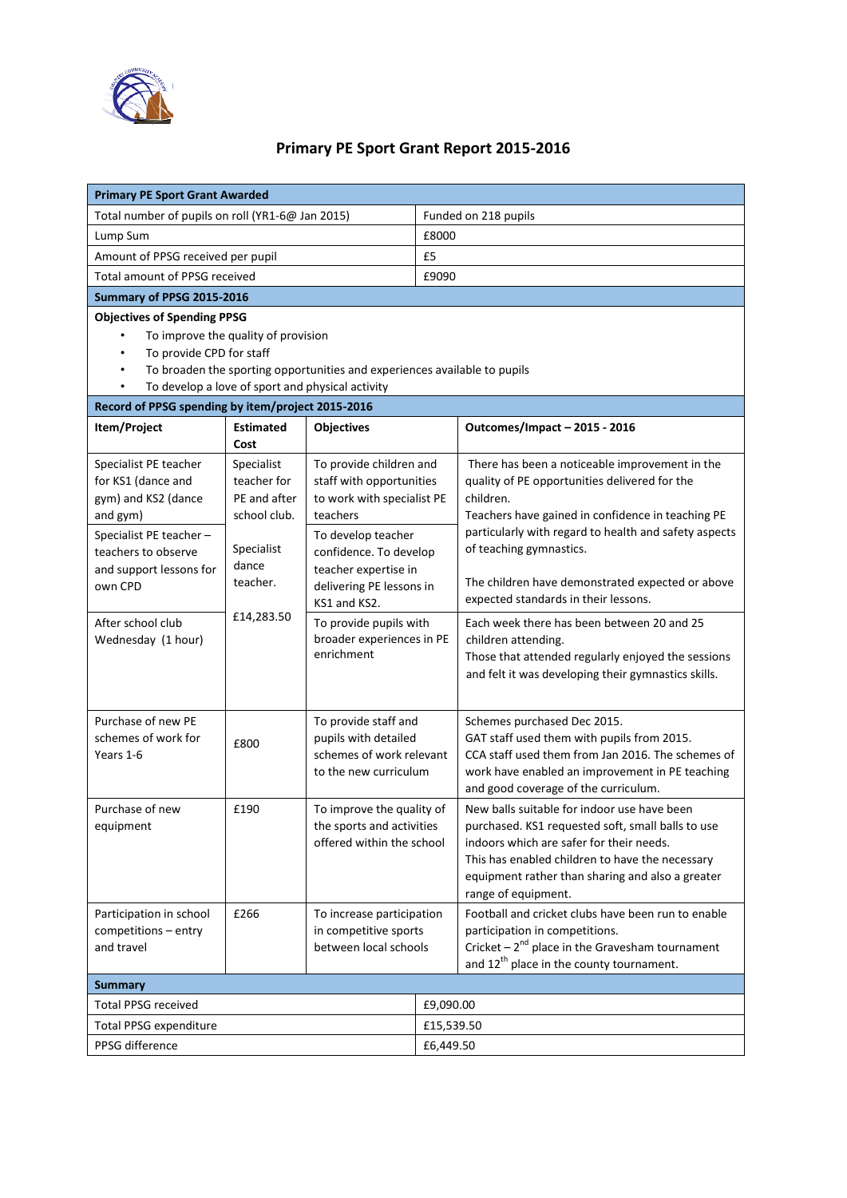# Primary PE Sport Grant Report 2015-2016

| **Primary PE Sport Grant Awarded** | |
|---|---|
| Total number of pupils on roll (YR1-6@ Jan 2015) | Funded on 218 pupils |
| Lump Sum | £8000 |
| Amount of PPSG received per pupil | £5 |
| Total amount of PPSG received | £9090 |

**Summary of PPSG 2015-2016**

**Objectives of Spending PPSG**

- To improve the quality of provision
- To provide CPD for staff
- To broaden the sporting opportunities and experiences available to pupils
- To develop a love of sport and physical activity

**Record of PPSG spending by item/project 2015-2016**

| Item/Project | Estimated Cost | Objectives | Outcomes/Impact – 2015 - 2016 |
|---|---|---|---|
| Specialist PE teacher for KS1 (dance and gym) and KS2 (dance and gym) | Specialist teacher for PE and after school club. Specialist dance teacher. £14,283.50 | To provide children and staff with opportunities to work with specialist PE teachers | There has been a noticeable improvement in the quality of PE opportunities delivered for the children. Teachers have gained in confidence in teaching PE particularly with regard to health and safety aspects of teaching gymnastics. The children have demonstrated expected or above expected standards in their lessons. |
| Specialist PE teacher – teachers to observe and support lessons for own CPD | | To develop teacher confidence. To develop teacher expertise in delivering PE lessons in KS1 and KS2. | |
| After school club Wednesday (1 hour) | | To provide pupils with broader experiences in PE enrichment | Each week there has been between 20 and 25 children attending. Those that attended regularly enjoyed the sessions and felt it was developing their gymnastics skills. |
| Purchase of new PE schemes of work for Years 1-6 | £800 | To provide staff and pupils with detailed schemes of work relevant to the new curriculum | Schemes purchased Dec 2015. GAT staff used them with pupils from 2015. CCA staff used them from Jan 2016. The schemes of work have enabled an improvement in PE teaching and good coverage of the curriculum. |
| Purchase of new equipment | £190 | To improve the quality of the sports and activities offered within the school | New balls suitable for indoor use have been purchased. KS1 requested soft, small balls to use indoors which are safer for their needs. This has enabled children to have the necessary equipment rather than sharing and also a greater range of equipment. |
| Participation in school competitions – entry and travel | £266 | To increase participation in competitive sports between local schools | Football and cricket clubs have been run to enable participation in competitions. Cricket – 2nd place in the Gravesham tournament and 12th place in the county tournament. |

| **Summary** | |
|---|---|
| Total PPSG received | £9,090.00 |
| Total PPSG expenditure | £15,539.50 |
| PPSG difference | £6,449.50 |